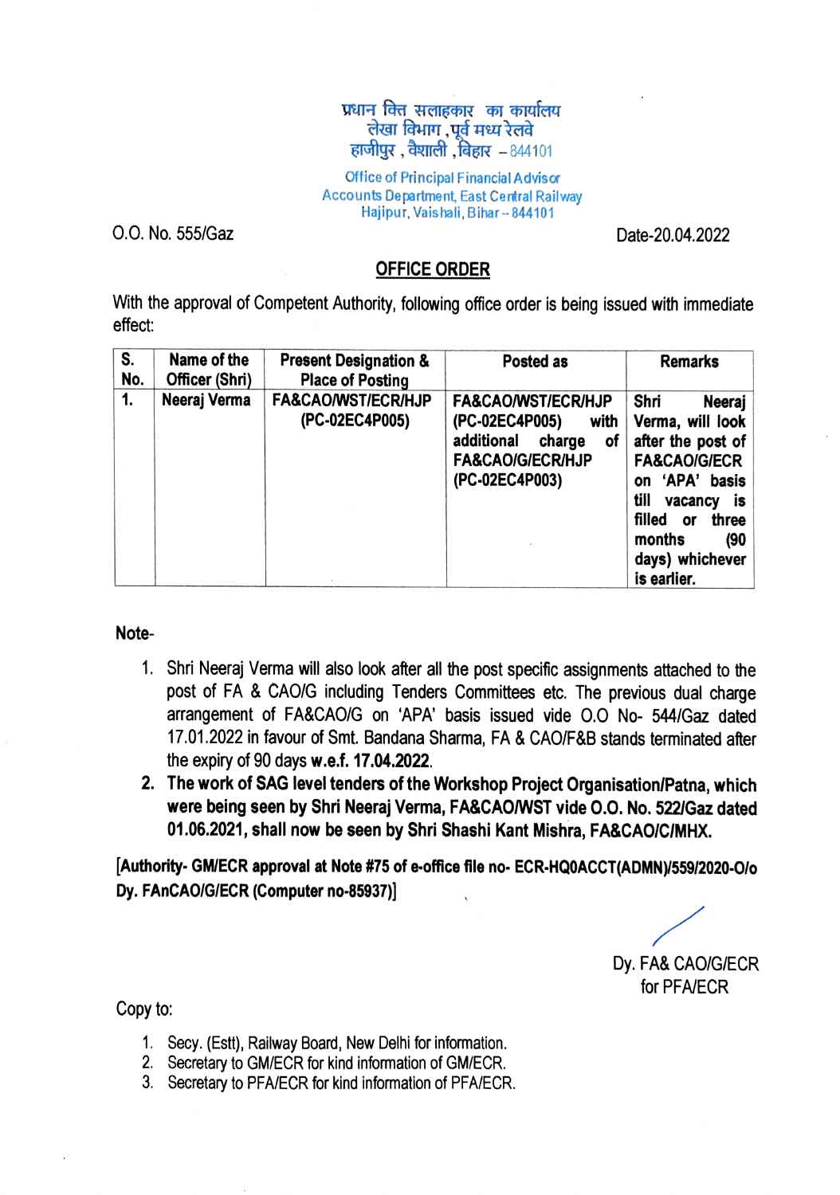प्रधान वित्त सलाहकार का कार्यालय
लेखा विभाग ,पूर्व मध्य रेलवे
हाजीपुर , वैशाली ,बिहार – 844101

Office of Principal Financial Advisor
Accounts Department, East Central Railway
Hajipur, Vaishali, Bihar – 844101

O.O. No. 555/Gaz

Date-20.04.2022

## OFFICE ORDER

With the approval of Competent Authority, following office order is being issued with immediate effect:

| S. No. | Name of the Officer (Shri) | Present Designation & Place of Posting | Posted as | Remarks |
|---|---|---|---|---|
| 1. | Neeraj Verma | FA&CAO/WST/ECR/HJP (PC-02EC4P005) | FA&CAO/WST/ECR/HJP (PC-02EC4P005) with additional charge of FA&CAO/G/ECR/HJP (PC-02EC4P003) | Shri Neeraj Verma, will look after the post of FA&CAO/G/ECR on 'APA' basis till vacancy is filled or three months (90 days) whichever is earlier. |

**Note-**

1. Shri Neeraj Verma will also look after all the post specific assignments attached to the post of FA & CAO/G including Tenders Committees etc. The previous dual charge arrangement of FA&CAO/G on 'APA' basis issued vide O.O No- 544/Gaz dated 17.01.2022 in favour of Smt. Bandana Sharma, FA & CAO/F&B stands terminated after the expiry of 90 days **w.e.f. 17.04.2022**.
2. **The work of SAG level tenders of the Workshop Project Organisation/Patna, which were being seen by Shri Neeraj Verma, FA&CAO/WST vide O.O. No. 522/Gaz dated 01.06.2021, shall now be seen by Shri Shashi Kant Mishra, FA&CAO/C/MHX.**

**[Authority- GM/ECR approval at Note #75 of e-office file no- ECR-HQ0ACCT(ADMN)/559/2020-O/o Dy. FAnCAO/G/ECR (Computer no-85937)]**

Dy. FA& CAO/G/ECR
for PFA/ECR

Copy to:

1. Secy. (Estt), Railway Board, New Delhi for information.
2. Secretary to GM/ECR for kind information of GM/ECR.
3. Secretary to PFA/ECR for kind information of PFA/ECR.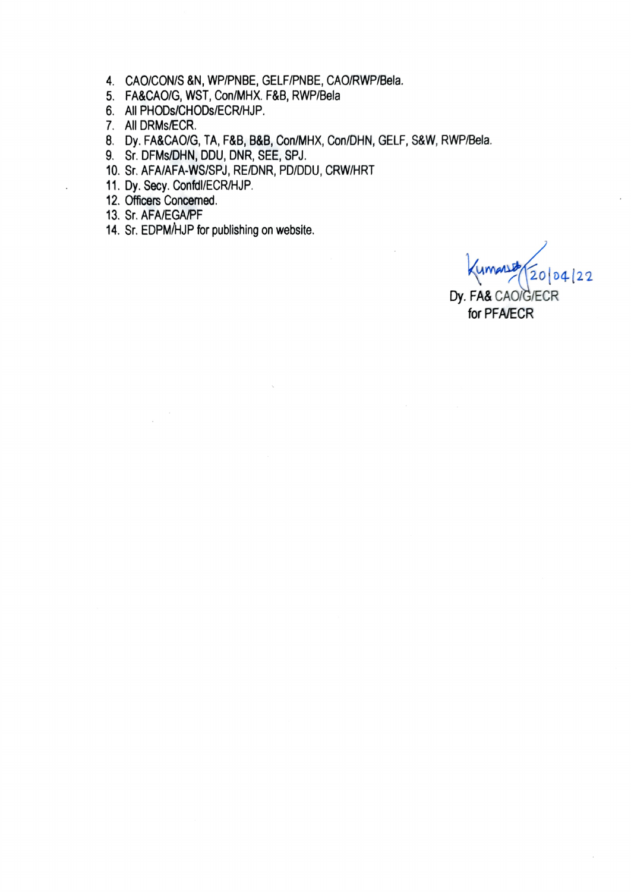4. CAO/CON/S &N, WP/PNBE, GELF/PNBE, CAO/RWP/Bela.
5. FA&CAO/G, WST, Con/MHX. F&B, RWP/Bela
6. All PHODs/CHODs/ECR/HJP.
7. All DRMs/ECR.
8. Dy. FA&CAO/G, TA, F&B, B&B, Con/MHX, Con/DHN, GELF, S&W, RWP/Bela.
9. Sr. DFMs/DHN, DDU, DNR, SEE, SPJ.
10. Sr. AFA/AFA-WS/SPJ, RE/DNR, PD/DDU, CRW/HRT
11. Dy. Secy. Confdl/ECR/HJP.
12. Officers Concerned.
13. Sr. AFA/EGA/PF
14. Sr. EDPM/HJP for publishing on website.

Kumar 20/04/22

Dy. FA& CAO/G/ECR
for PFA/ECR